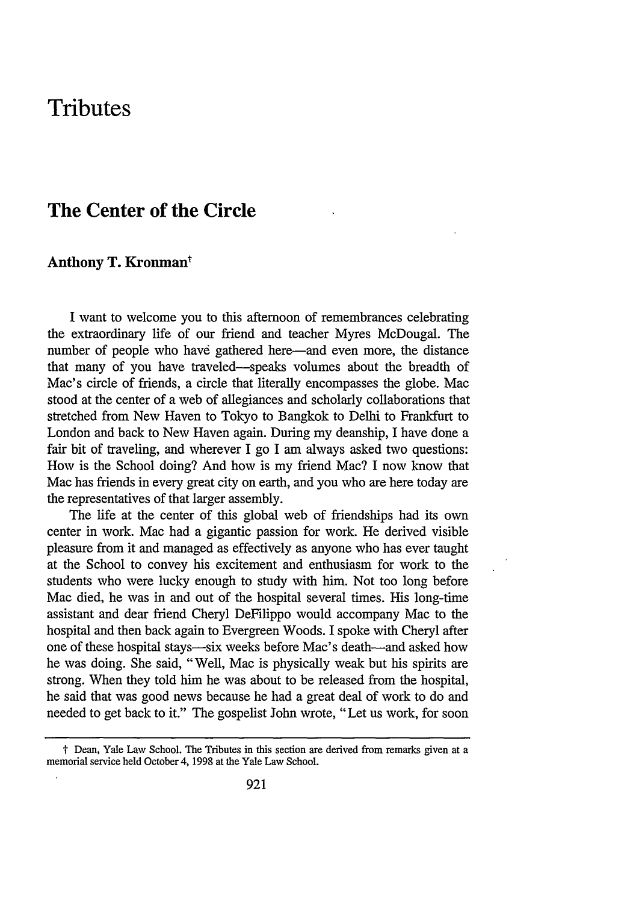# Tributes

## The Center of the Circle

### Anthony T. Kronman†

I want to welcome you to this afternoon of remembrances celebrating the extraordinary life of our friend and teacher Myres McDougal. The number of people who have gathered here—and even more, the distance that many of you have traveled—speaks volumes about the breadth of Mac's circle of friends, a circle that literally encompasses the globe. Mac stood at the center of a web of allegiances and scholarly collaborations that stretched from New Haven to Tokyo to Bangkok to Delhi to Frankfurt to London and back to New Haven again. During my deanship, I have done a fair bit of traveling, and wherever I go I am always asked two questions: How is the School doing? And how is my friend Mac? I now know that Mac has friends in every great city on earth, and you who are here today are the representatives of that larger assembly.

The life at the center of this global web of friendships had its own center in work. Mac had a gigantic passion for work. He derived visible pleasure from it and managed as effectively as anyone who has ever taught at the School to convey his excitement and enthusiasm for work to the students who were lucky enough to study with him. Not too long before Mac died, he was in and out of the hospital several times. His long-time assistant and dear friend Cheryl DeFilippo would accompany Mac to the hospital and then back again to Evergreen Woods. I spoke with Cheryl after one of these hospital stays—six weeks before Mac's death—and asked how he was doing. She said, "Well, Mac is physically weak but his spirits are strong. When they told him he was about to be released from the hospital, he said that was good news because he had a great deal of work to do and needed to get back to it." The gospelist John wrote, "Let us work, for soon

† Dean, Yale Law School. The Tributes in this section are derived from remarks given at a memorial service held October 4, 1998 at the Yale Law School.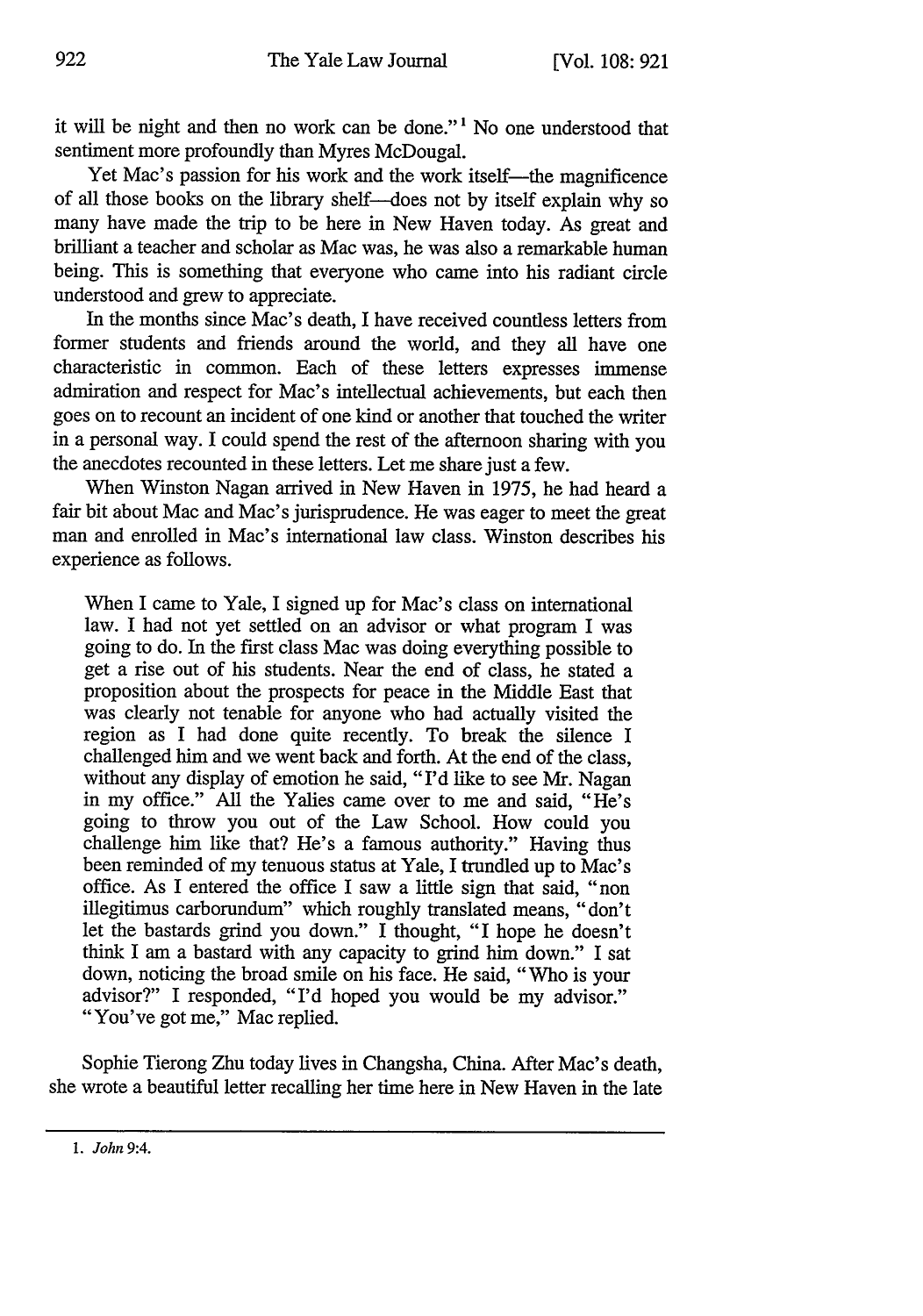it will be night and then no work can be done."[1] No one understood that sentiment more profoundly than Myres McDougal.

Yet Mac's passion for his work and the work itself—the magnificence of all those books on the library shelf—does not by itself explain why so many have made the trip to be here in New Haven today. As great and brilliant a teacher and scholar as Mac was, he was also a remarkable human being. This is something that everyone who came into his radiant circle understood and grew to appreciate.

In the months since Mac's death, I have received countless letters from former students and friends around the world, and they all have one characteristic in common. Each of these letters expresses immense admiration and respect for Mac's intellectual achievements, but each then goes on to recount an incident of one kind or another that touched the writer in a personal way. I could spend the rest of the afternoon sharing with you the anecdotes recounted in these letters. Let me share just a few.

When Winston Nagan arrived in New Haven in 1975, he had heard a fair bit about Mac and Mac's jurisprudence. He was eager to meet the great man and enrolled in Mac's international law class. Winston describes his experience as follows.

> When I came to Yale, I signed up for Mac's class on international law. I had not yet settled on an advisor or what program I was going to do. In the first class Mac was doing everything possible to get a rise out of his students. Near the end of class, he stated a proposition about the prospects for peace in the Middle East that was clearly not tenable for anyone who had actually visited the region as I had done quite recently. To break the silence I challenged him and we went back and forth. At the end of the class, without any display of emotion he said, "I'd like to see Mr. Nagan in my office." All the Yalies came over to me and said, "He's going to throw you out of the Law School. How could you challenge him like that? He's a famous authority." Having thus been reminded of my tenuous status at Yale, I trundled up to Mac's office. As I entered the office I saw a little sign that said, "non illegitimus carborundum" which roughly translated means, "don't let the bastards grind you down." I thought, "I hope he doesn't think I am a bastard with any capacity to grind him down." I sat down, noticing the broad smile on his face. He said, "Who is your advisor?" I responded, "I'd hoped you would be my advisor." "You've got me," Mac replied.

Sophie Tierong Zhu today lives in Changsha, China. After Mac's death, she wrote a beautiful letter recalling her time here in New Haven in the late

---

1. *John* 9:4.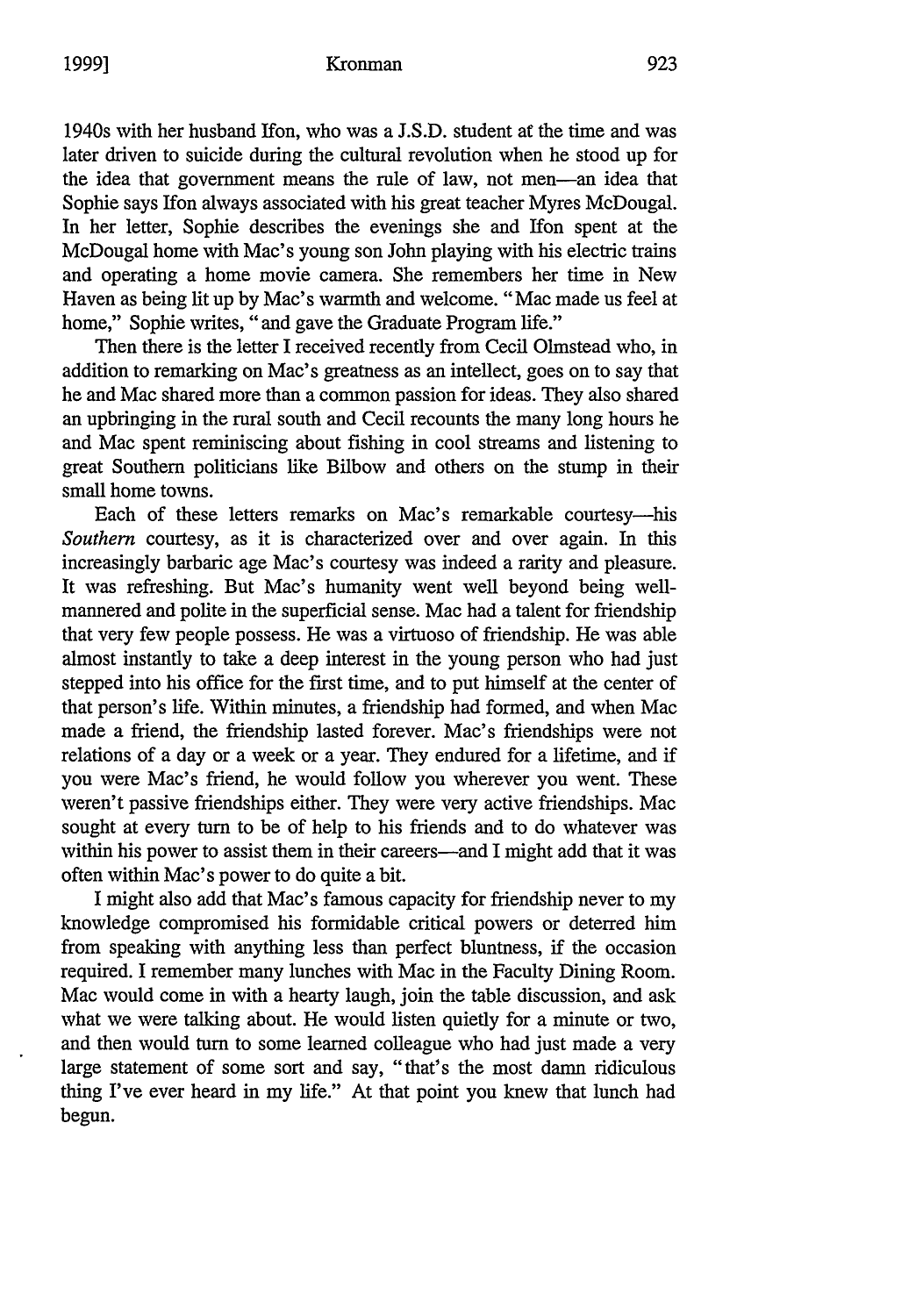1940s with her husband Ifon, who was a J.S.D. student at the time and was later driven to suicide during the cultural revolution when he stood up for the idea that government means the rule of law, not men—an idea that Sophie says Ifon always associated with his great teacher Myres McDougal. In her letter, Sophie describes the evenings she and Ifon spent at the McDougal home with Mac's young son John playing with his electric trains and operating a home movie camera. She remembers her time in New Haven as being lit up by Mac's warmth and welcome. "Mac made us feel at home," Sophie writes, "and gave the Graduate Program life."

Then there is the letter I received recently from Cecil Olmstead who, in addition to remarking on Mac's greatness as an intellect, goes on to say that he and Mac shared more than a common passion for ideas. They also shared an upbringing in the rural south and Cecil recounts the many long hours he and Mac spent reminiscing about fishing in cool streams and listening to great Southern politicians like Bilbow and others on the stump in their small home towns.

Each of these letters remarks on Mac's remarkable courtesy—his *Southern* courtesy, as it is characterized over and over again. In this increasingly barbaric age Mac's courtesy was indeed a rarity and pleasure. It was refreshing. But Mac's humanity went well beyond being well-mannered and polite in the superficial sense. Mac had a talent for friendship that very few people possess. He was a virtuoso of friendship. He was able almost instantly to take a deep interest in the young person who had just stepped into his office for the first time, and to put himself at the center of that person's life. Within minutes, a friendship had formed, and when Mac made a friend, the friendship lasted forever. Mac's friendships were not relations of a day or a week or a year. They endured for a lifetime, and if you were Mac's friend, he would follow you wherever you went. These weren't passive friendships either. They were very active friendships. Mac sought at every turn to be of help to his friends and to do whatever was within his power to assist them in their careers—and I might add that it was often within Mac's power to do quite a bit.

I might also add that Mac's famous capacity for friendship never to my knowledge compromised his formidable critical powers or deterred him from speaking with anything less than perfect bluntness, if the occasion required. I remember many lunches with Mac in the Faculty Dining Room. Mac would come in with a hearty laugh, join the table discussion, and ask what we were talking about. He would listen quietly for a minute or two, and then would turn to some learned colleague who had just made a very large statement of some sort and say, "that's the most damn ridiculous thing I've ever heard in my life." At that point you knew that lunch had begun.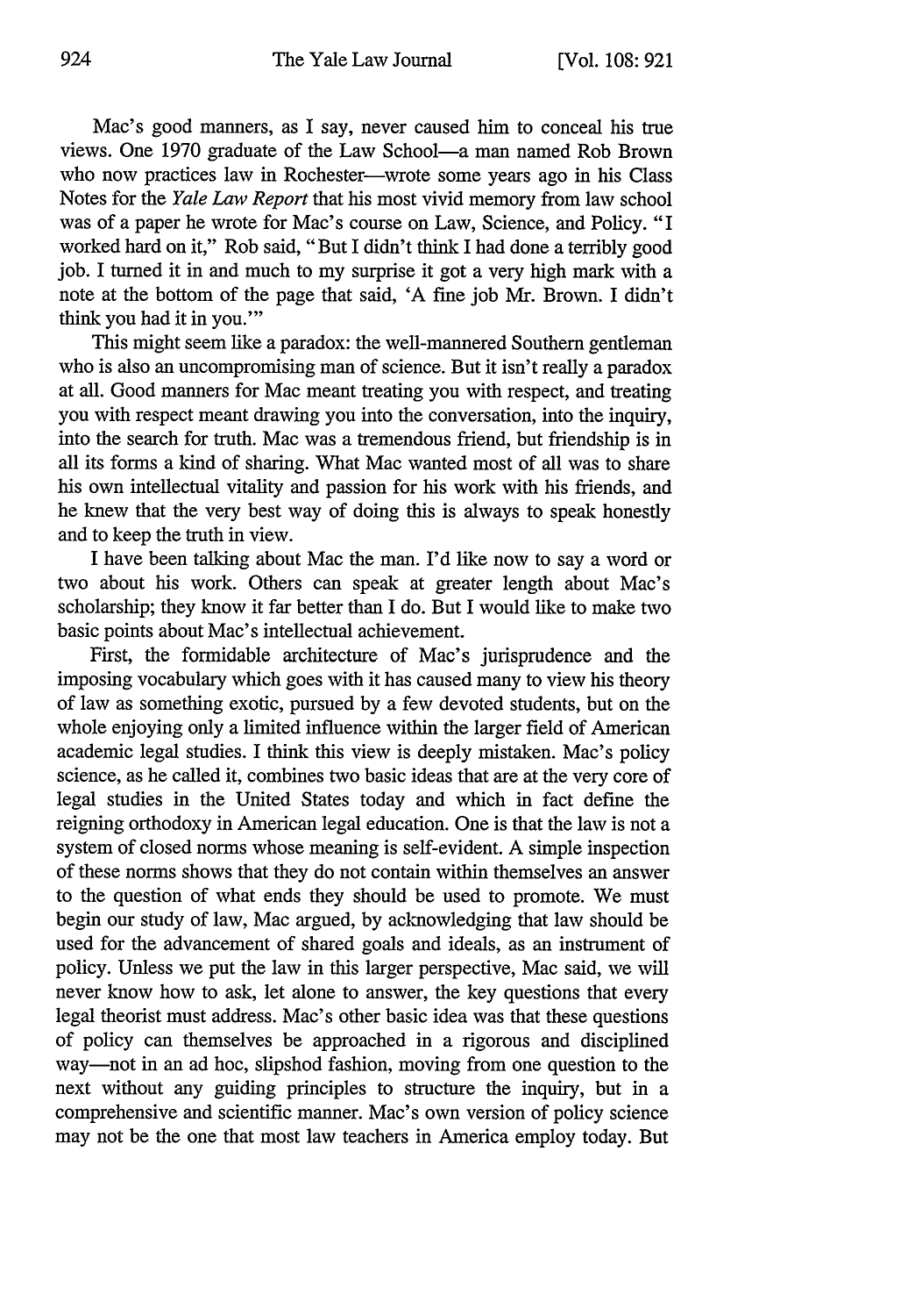Mac's good manners, as I say, never caused him to conceal his true views. One 1970 graduate of the Law School—a man named Rob Brown who now practices law in Rochester—wrote some years ago in his Class Notes for the *Yale Law Report* that his most vivid memory from law school was of a paper he wrote for Mac's course on Law, Science, and Policy. "I worked hard on it," Rob said, "But I didn't think I had done a terribly good job. I turned it in and much to my surprise it got a very high mark with a note at the bottom of the page that said, 'A fine job Mr. Brown. I didn't think you had it in you.'"

This might seem like a paradox: the well-mannered Southern gentleman who is also an uncompromising man of science. But it isn't really a paradox at all. Good manners for Mac meant treating you with respect, and treating you with respect meant drawing you into the conversation, into the inquiry, into the search for truth. Mac was a tremendous friend, but friendship is in all its forms a kind of sharing. What Mac wanted most of all was to share his own intellectual vitality and passion for his work with his friends, and he knew that the very best way of doing this is always to speak honestly and to keep the truth in view.

I have been talking about Mac the man. I'd like now to say a word or two about his work. Others can speak at greater length about Mac's scholarship; they know it far better than I do. But I would like to make two basic points about Mac's intellectual achievement.

First, the formidable architecture of Mac's jurisprudence and the imposing vocabulary which goes with it has caused many to view his theory of law as something exotic, pursued by a few devoted students, but on the whole enjoying only a limited influence within the larger field of American academic legal studies. I think this view is deeply mistaken. Mac's policy science, as he called it, combines two basic ideas that are at the very core of legal studies in the United States today and which in fact define the reigning orthodoxy in American legal education. One is that the law is not a system of closed norms whose meaning is self-evident. A simple inspection of these norms shows that they do not contain within themselves an answer to the question of what ends they should be used to promote. We must begin our study of law, Mac argued, by acknowledging that law should be used for the advancement of shared goals and ideals, as an instrument of policy. Unless we put the law in this larger perspective, Mac said, we will never know how to ask, let alone to answer, the key questions that every legal theorist must address. Mac's other basic idea was that these questions of policy can themselves be approached in a rigorous and disciplined way—not in an ad hoc, slipshod fashion, moving from one question to the next without any guiding principles to structure the inquiry, but in a comprehensive and scientific manner. Mac's own version of policy science may not be the one that most law teachers in America employ today. But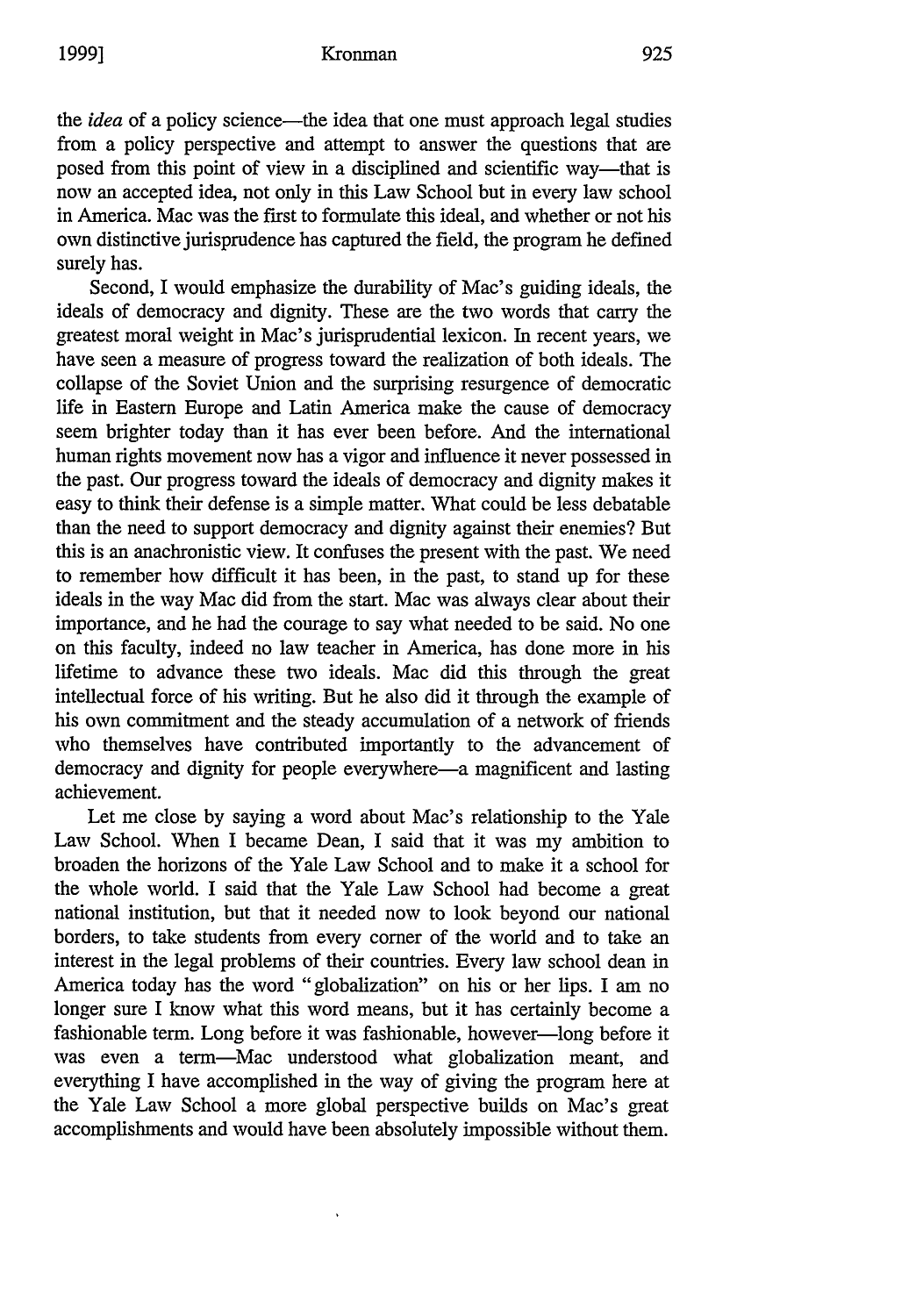the *idea* of a policy science—the idea that one must approach legal studies from a policy perspective and attempt to answer the questions that are posed from this point of view in a disciplined and scientific way—that is now an accepted idea, not only in this Law School but in every law school in America. Mac was the first to formulate this ideal, and whether or not his own distinctive jurisprudence has captured the field, the program he defined surely has.

Second, I would emphasize the durability of Mac's guiding ideals, the ideals of democracy and dignity. These are the two words that carry the greatest moral weight in Mac's jurisprudential lexicon. In recent years, we have seen a measure of progress toward the realization of both ideals. The collapse of the Soviet Union and the surprising resurgence of democratic life in Eastern Europe and Latin America make the cause of democracy seem brighter today than it has ever been before. And the international human rights movement now has a vigor and influence it never possessed in the past. Our progress toward the ideals of democracy and dignity makes it easy to think their defense is a simple matter. What could be less debatable than the need to support democracy and dignity against their enemies? But this is an anachronistic view. It confuses the present with the past. We need to remember how difficult it has been, in the past, to stand up for these ideals in the way Mac did from the start. Mac was always clear about their importance, and he had the courage to say what needed to be said. No one on this faculty, indeed no law teacher in America, has done more in his lifetime to advance these two ideals. Mac did this through the great intellectual force of his writing. But he also did it through the example of his own commitment and the steady accumulation of a network of friends who themselves have contributed importantly to the advancement of democracy and dignity for people everywhere—a magnificent and lasting achievement.

Let me close by saying a word about Mac's relationship to the Yale Law School. When I became Dean, I said that it was my ambition to broaden the horizons of the Yale Law School and to make it a school for the whole world. I said that the Yale Law School had become a great national institution, but that it needed now to look beyond our national borders, to take students from every corner of the world and to take an interest in the legal problems of their countries. Every law school dean in America today has the word "globalization" on his or her lips. I am no longer sure I know what this word means, but it has certainly become a fashionable term. Long before it was fashionable, however—long before it was even a term—Mac understood what globalization meant, and everything I have accomplished in the way of giving the program here at the Yale Law School a more global perspective builds on Mac's great accomplishments and would have been absolutely impossible without them.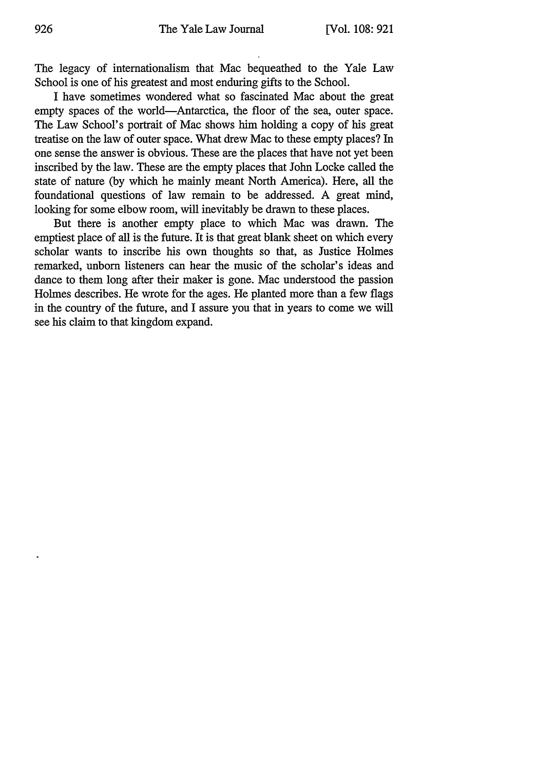The legacy of internationalism that Mac bequeathed to the Yale Law School is one of his greatest and most enduring gifts to the School.

I have sometimes wondered what so fascinated Mac about the great empty spaces of the world—Antarctica, the floor of the sea, outer space. The Law School's portrait of Mac shows him holding a copy of his great treatise on the law of outer space. What drew Mac to these empty places? In one sense the answer is obvious. These are the places that have not yet been inscribed by the law. These are the empty places that John Locke called the state of nature (by which he mainly meant North America). Here, all the foundational questions of law remain to be addressed. A great mind, looking for some elbow room, will inevitably be drawn to these places.

But there is another empty place to which Mac was drawn. The emptiest place of all is the future. It is that great blank sheet on which every scholar wants to inscribe his own thoughts so that, as Justice Holmes remarked, unborn listeners can hear the music of the scholar's ideas and dance to them long after their maker is gone. Mac understood the passion Holmes describes. He wrote for the ages. He planted more than a few flags in the country of the future, and I assure you that in years to come we will see his claim to that kingdom expand.